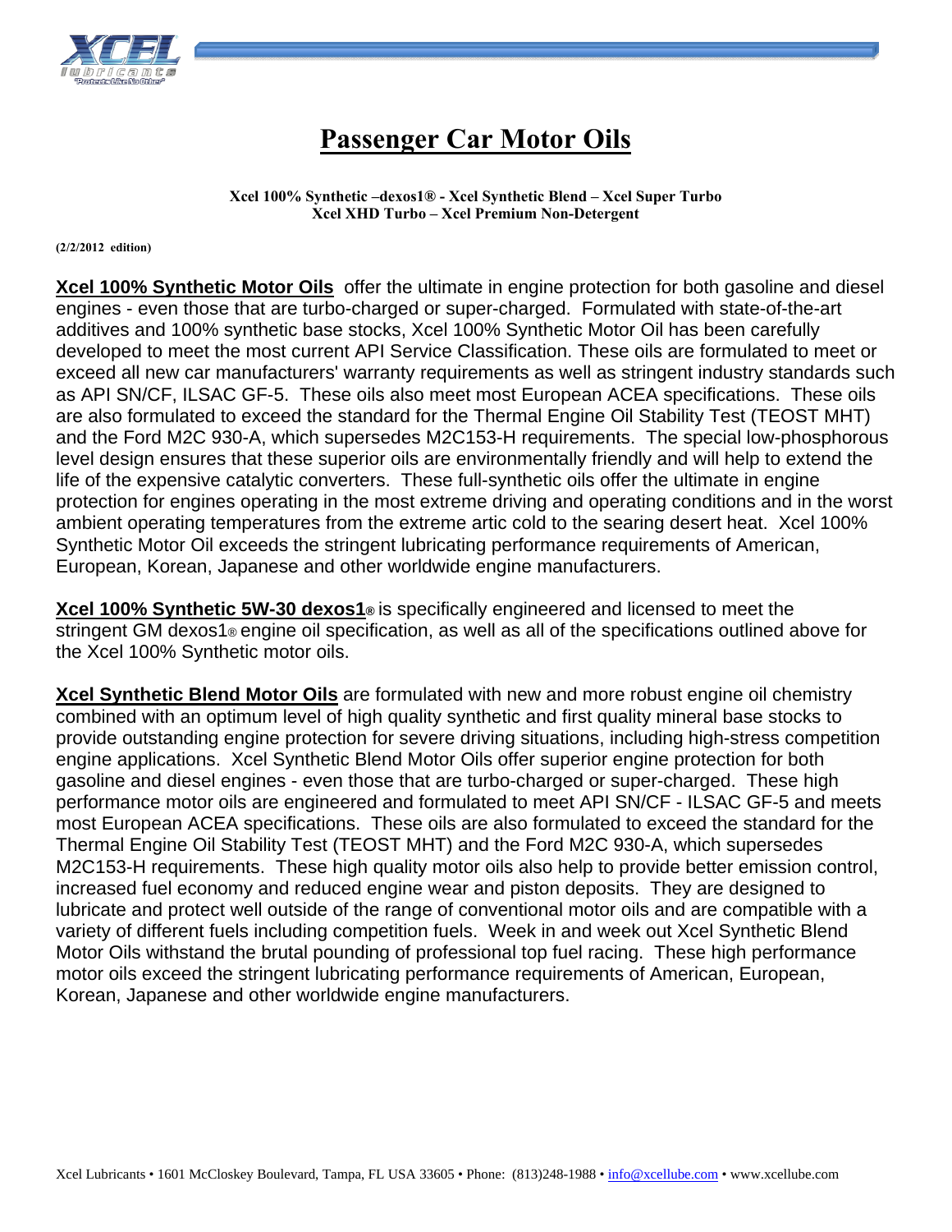# Passenger Car Motor Oils

**Xcel 100% Synthetic –dexos1® - Xcel Synthetic Blend – Xcel Super Turbo**
**Xcel XHD Turbo – Xcel Premium Non-Detergent**

**(2/2/2012 edition)**

**Xcel 100% Synthetic Motor Oils** offer the ultimate in engine protection for both gasoline and diesel engines - even those that are turbo-charged or super-charged. Formulated with state-of-the-art additives and 100% synthetic base stocks, Xcel 100% Synthetic Motor Oil has been carefully developed to meet the most current API Service Classification. These oils are formulated to meet or exceed all new car manufacturers' warranty requirements as well as stringent industry standards such as API SN/CF, ILSAC GF-5. These oils also meet most European ACEA specifications. These oils are also formulated to exceed the standard for the Thermal Engine Oil Stability Test (TEOST MHT) and the Ford M2C 930-A, which supersedes M2C153-H requirements. The special low-phosphorous level design ensures that these superior oils are environmentally friendly and will help to extend the life of the expensive catalytic converters. These full-synthetic oils offer the ultimate in engine protection for engines operating in the most extreme driving and operating conditions and in the worst ambient operating temperatures from the extreme artic cold to the searing desert heat. Xcel 100% Synthetic Motor Oil exceeds the stringent lubricating performance requirements of American, European, Korean, Japanese and other worldwide engine manufacturers.

**Xcel 100% Synthetic 5W-30 dexos1®** is specifically engineered and licensed to meet the stringent GM dexos1® engine oil specification, as well as all of the specifications outlined above for the Xcel 100% Synthetic motor oils.

**Xcel Synthetic Blend Motor Oils** are formulated with new and more robust engine oil chemistry combined with an optimum level of high quality synthetic and first quality mineral base stocks to provide outstanding engine protection for severe driving situations, including high-stress competition engine applications. Xcel Synthetic Blend Motor Oils offer superior engine protection for both gasoline and diesel engines - even those that are turbo-charged or super-charged. These high performance motor oils are engineered and formulated to meet API SN/CF - ILSAC GF-5 and meets most European ACEA specifications. These oils are also formulated to exceed the standard for the Thermal Engine Oil Stability Test (TEOST MHT) and the Ford M2C 930-A, which supersedes M2C153-H requirements. These high quality motor oils also help to provide better emission control, increased fuel economy and reduced engine wear and piston deposits. They are designed to lubricate and protect well outside of the range of conventional motor oils and are compatible with a variety of different fuels including competition fuels. Week in and week out Xcel Synthetic Blend Motor Oils withstand the brutal pounding of professional top fuel racing. These high performance motor oils exceed the stringent lubricating performance requirements of American, European, Korean, Japanese and other worldwide engine manufacturers.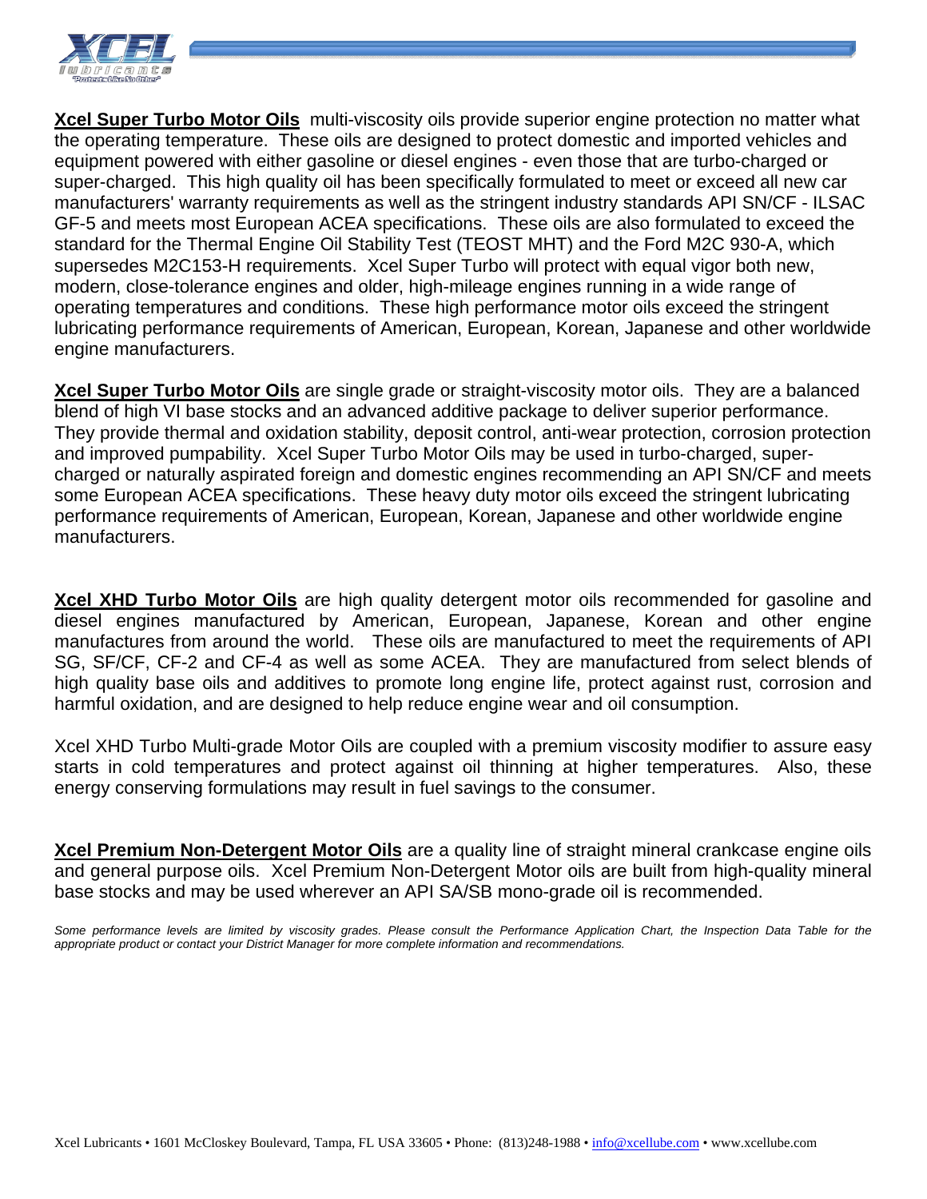**Xcel Super Turbo Motor Oils** multi-viscosity oils provide superior engine protection no matter what the operating temperature. These oils are designed to protect domestic and imported vehicles and equipment powered with either gasoline or diesel engines - even those that are turbo-charged or super-charged. This high quality oil has been specifically formulated to meet or exceed all new car manufacturers' warranty requirements as well as the stringent industry standards API SN/CF - ILSAC GF-5 and meets most European ACEA specifications. These oils are also formulated to exceed the standard for the Thermal Engine Oil Stability Test (TEOST MHT) and the Ford M2C 930-A, which supersedes M2C153-H requirements. Xcel Super Turbo will protect with equal vigor both new, modern, close-tolerance engines and older, high-mileage engines running in a wide range of operating temperatures and conditions. These high performance motor oils exceed the stringent lubricating performance requirements of American, European, Korean, Japanese and other worldwide engine manufacturers.

**Xcel Super Turbo Motor Oils** are single grade or straight-viscosity motor oils. They are a balanced blend of high VI base stocks and an advanced additive package to deliver superior performance. They provide thermal and oxidation stability, deposit control, anti-wear protection, corrosion protection and improved pumpability. Xcel Super Turbo Motor Oils may be used in turbo-charged, super-charged or naturally aspirated foreign and domestic engines recommending an API SN/CF and meets some European ACEA specifications. These heavy duty motor oils exceed the stringent lubricating performance requirements of American, European, Korean, Japanese and other worldwide engine manufacturers.

**Xcel XHD Turbo Motor Oils** are high quality detergent motor oils recommended for gasoline and diesel engines manufactured by American, European, Japanese, Korean and other engine manufactures from around the world. These oils are manufactured to meet the requirements of API SG, SF/CF, CF-2 and CF-4 as well as some ACEA. They are manufactured from select blends of high quality base oils and additives to promote long engine life, protect against rust, corrosion and harmful oxidation, and are designed to help reduce engine wear and oil consumption.

Xcel XHD Turbo Multi-grade Motor Oils are coupled with a premium viscosity modifier to assure easy starts in cold temperatures and protect against oil thinning at higher temperatures. Also, these energy conserving formulations may result in fuel savings to the consumer.

**Xcel Premium Non-Detergent Motor Oils** are a quality line of straight mineral crankcase engine oils and general purpose oils. Xcel Premium Non-Detergent Motor oils are built from high-quality mineral base stocks and may be used wherever an API SA/SB mono-grade oil is recommended.

*Some performance levels are limited by viscosity grades. Please consult the Performance Application Chart, the Inspection Data Table for the appropriate product or contact your District Manager for more complete information and recommendations.*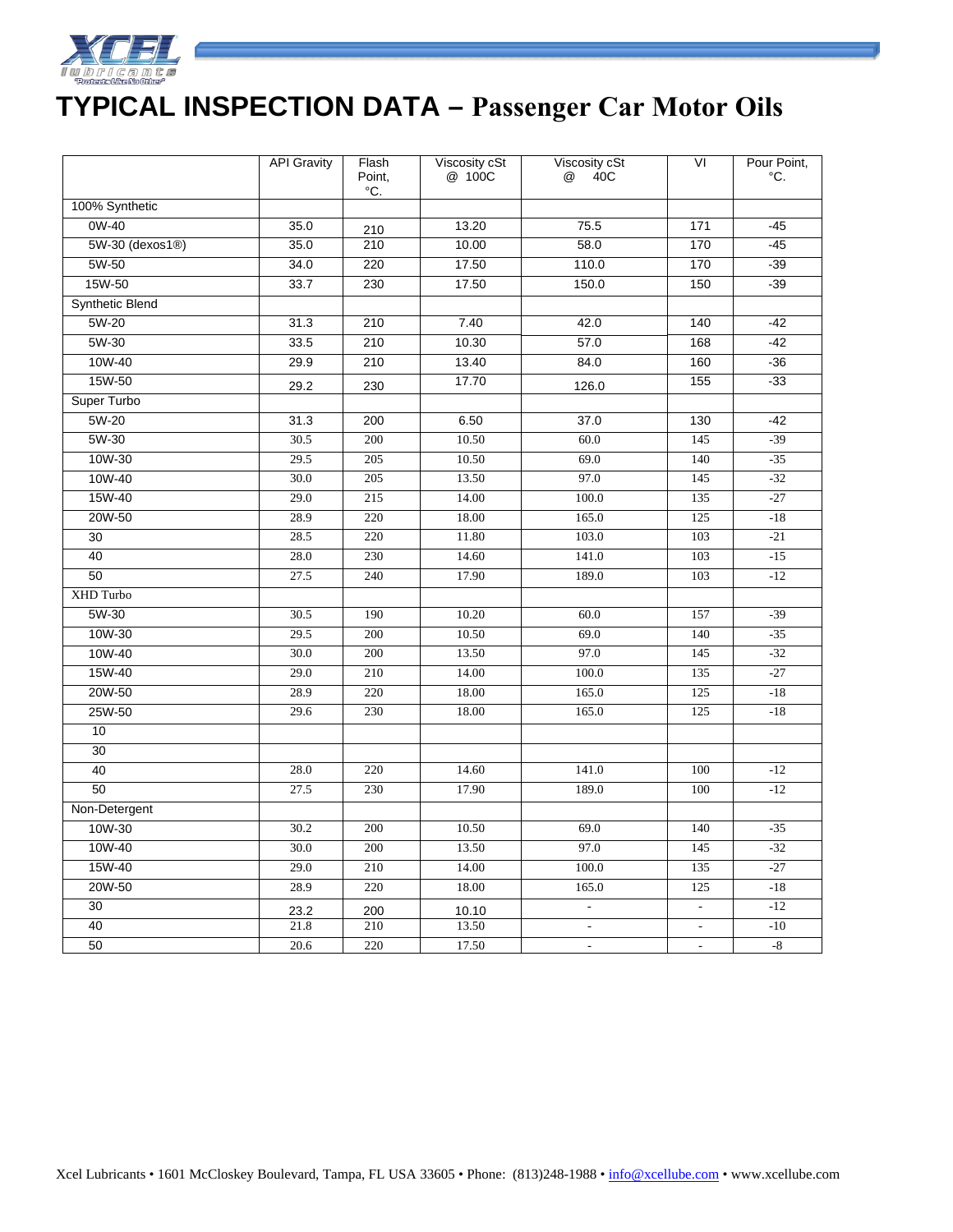# TYPICAL INSPECTION DATA – Passenger Car Motor Oils

| | API Gravity | Flash Point, °C. | Viscosity cSt @ 100C | Viscosity cSt @ 40C | VI | Pour Point, °C. |
|---|---|---|---|---|---|---|
| 100% Synthetic | | | | | | |
| 0W-40 | 35.0 | 210 | 13.20 | 75.5 | 171 | -45 |
| 5W-30 (dexos1®) | 35.0 | 210 | 10.00 | 58.0 | 170 | -45 |
| 5W-50 | 34.0 | 220 | 17.50 | 110.0 | 170 | -39 |
| 15W-50 | 33.7 | 230 | 17.50 | 150.0 | 150 | -39 |
| Synthetic Blend | | | | | | |
| 5W-20 | 31.3 | 210 | 7.40 | 42.0 | 140 | -42 |
| 5W-30 | 33.5 | 210 | 10.30 | 57.0 | 168 | -42 |
| 10W-40 | 29.9 | 210 | 13.40 | 84.0 | 160 | -36 |
| 15W-50 | 29.2 | 230 | 17.70 | 126.0 | 155 | -33 |
| Super Turbo | | | | | | |
| 5W-20 | 31.3 | 200 | 6.50 | 37.0 | 130 | -42 |
| 5W-30 | 30.5 | 200 | 10.50 | 60.0 | 145 | -39 |
| 10W-30 | 29.5 | 205 | 10.50 | 69.0 | 140 | -35 |
| 10W-40 | 30.0 | 205 | 13.50 | 97.0 | 145 | -32 |
| 15W-40 | 29.0 | 215 | 14.00 | 100.0 | 135 | -27 |
| 20W-50 | 28.9 | 220 | 18.00 | 165.0 | 125 | -18 |
| 30 | 28.5 | 220 | 11.80 | 103.0 | 103 | -21 |
| 40 | 28.0 | 230 | 14.60 | 141.0 | 103 | -15 |
| 50 | 27.5 | 240 | 17.90 | 189.0 | 103 | -12 |
| XHD Turbo | | | | | | |
| 5W-30 | 30.5 | 190 | 10.20 | 60.0 | 157 | -39 |
| 10W-30 | 29.5 | 200 | 10.50 | 69.0 | 140 | -35 |
| 10W-40 | 30.0 | 200 | 13.50 | 97.0 | 145 | -32 |
| 15W-40 | 29.0 | 210 | 14.00 | 100.0 | 135 | -27 |
| 20W-50 | 28.9 | 220 | 18.00 | 165.0 | 125 | -18 |
| 25W-50 | 29.6 | 230 | 18.00 | 165.0 | 125 | -18 |
| 10 | | | | | | |
| 30 | | | | | | |
| 40 | 28.0 | 220 | 14.60 | 141.0 | 100 | -12 |
| 50 | 27.5 | 230 | 17.90 | 189.0 | 100 | -12 |
| Non-Detergent | | | | | | |
| 10W-30 | 30.2 | 200 | 10.50 | 69.0 | 140 | -35 |
| 10W-40 | 30.0 | 200 | 13.50 | 97.0 | 145 | -32 |
| 15W-40 | 29.0 | 210 | 14.00 | 100.0 | 135 | -27 |
| 20W-50 | 28.9 | 220 | 18.00 | 165.0 | 125 | -18 |
| 30 | 23.2 | 200 | 10.10 | - | - | -12 |
| 40 | 21.8 | 210 | 13.50 | - | - | -10 |
| 50 | 20.6 | 220 | 17.50 | - | - | -8 |

Xcel Lubricants • 1601 McCloskey Boulevard, Tampa, FL USA 33605 • Phone: (813)248-1988 • info@xcellube.com • www.xcellube.com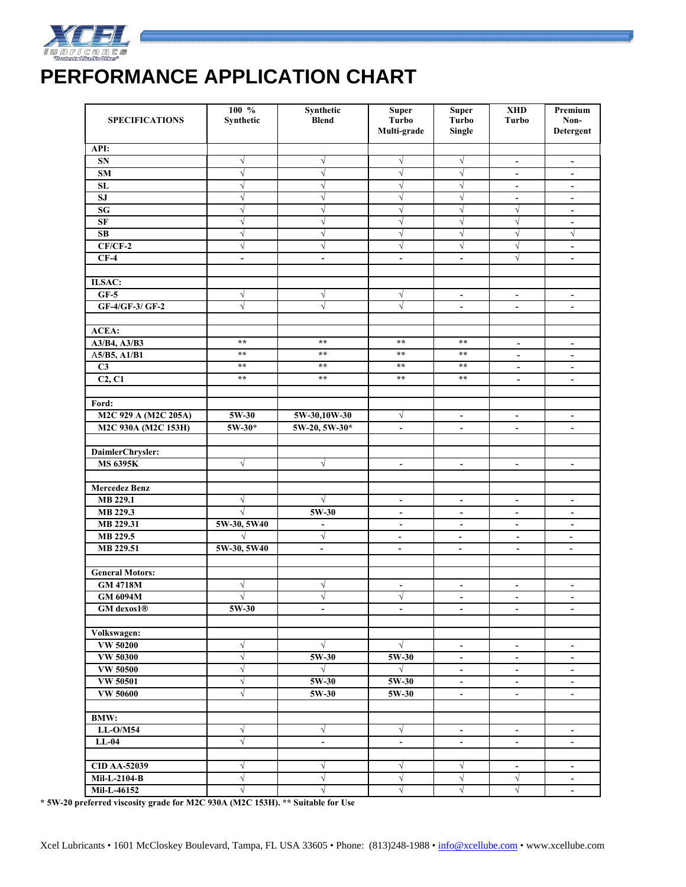# PERFORMANCE APPLICATION CHART

| SPECIFICATIONS | 100 % Synthetic | Synthetic Blend | Super Turbo Multi-grade | Super Turbo Single | XHD Turbo | Premium Non-Detergent |
|---|---|---|---|---|---|---|
| **API:** | | | | | | |
| SN | √ | √ | √ | √ | - | - |
| SM | √ | √ | √ | √ | - | - |
| SL | √ | √ | √ | √ | - | - |
| SJ | √ | √ | √ | √ | - | - |
| SG | √ | √ | √ | √ | √ | - |
| SF | √ | √ | √ | √ | √ | - |
| SB | √ | √ | √ | √ | √ | √ |
| CF/CF-2 | √ | √ | √ | √ | √ | - |
| CF-4 | - | - | - | - | √ | - |
| | | | | | | |
| **ILSAC:** | | | | | | |
| GF-5 | √ | √ | √ | - | - | - |
| GF-4/GF-3/ GF-2 | √ | √ | √ | - | - | - |
| | | | | | | |
| **ACEA:** | | | | | | |
| A3/B4, A3/B3 | ** | ** | ** | ** | - | - |
| A5/B5, A1/B1 | ** | ** | ** | ** | - | - |
| C3 | ** | ** | ** | ** | - | - |
| C2, C1 | ** | ** | ** | ** | - | - |
| | | | | | | |
| **Ford:** | | | | | | |
| M2C 929 A (M2C 205A) | 5W-30 | 5W-30,10W-30 | √ | - | - | - |
| M2C 930A (M2C 153H) | 5W-30* | 5W-20, 5W-30* | - | - | - | - |
| | | | | | | |
| **DaimlerChrysler:** | | | | | | |
| MS 6395K | √ | √ | - | - | - | - |
| | | | | | | |
| **Mercedez Benz** | | | | | | |
| MB 229.1 | √ | √ | - | - | - | - |
| MB 229.3 | √ | 5W-30 | - | - | - | - |
| MB 229.31 | 5W-30, 5W40 | - | - | - | - | - |
| MB 229.5 | √ | √ | - | - | - | - |
| MB 229.51 | 5W-30, 5W40 | - | - | - | - | - |
| | | | | | | |
| **General Motors:** | | | | | | |
| GM 4718M | √ | √ | - | - | - | - |
| GM 6094M | √ | √ | √ | - | - | - |
| GM dexos1® | 5W-30 | - | - | - | - | - |
| | | | | | | |
| **Volkswagen:** | | | | | | |
| VW 50200 | √ | √ | √ | - | - | - |
| VW 50300 | √ | 5W-30 | 5W-30 | - | - | - |
| VW 50500 | √ | √ | √ | - | - | - |
| VW 50501 | √ | 5W-30 | 5W-30 | - | - | - |
| VW 50600 | √ | 5W-30 | 5W-30 | - | - | - |
| | | | | | | |
| **BMW:** | | | | | | |
| LL-O/M54 | √ | √ | √ | - | - | - |
| LL-04 | √ | - | - | - | - | - |
| | | | | | | |
| CID AA-52039 | √ | √ | √ | √ | - | - |
| Mil-L-2104-B | √ | √ | √ | √ | √ | - |
| Mil-L-46152 | √ | √ | √ | √ | √ | - |

**\* 5W-20 preferred viscosity grade for M2C 930A (M2C 153H). ** Suitable for Use**

Xcel Lubricants • 1601 McCloskey Boulevard, Tampa, FL USA 33605 • Phone: (813)248-1988 • info@xcellube.com • www.xcellube.com